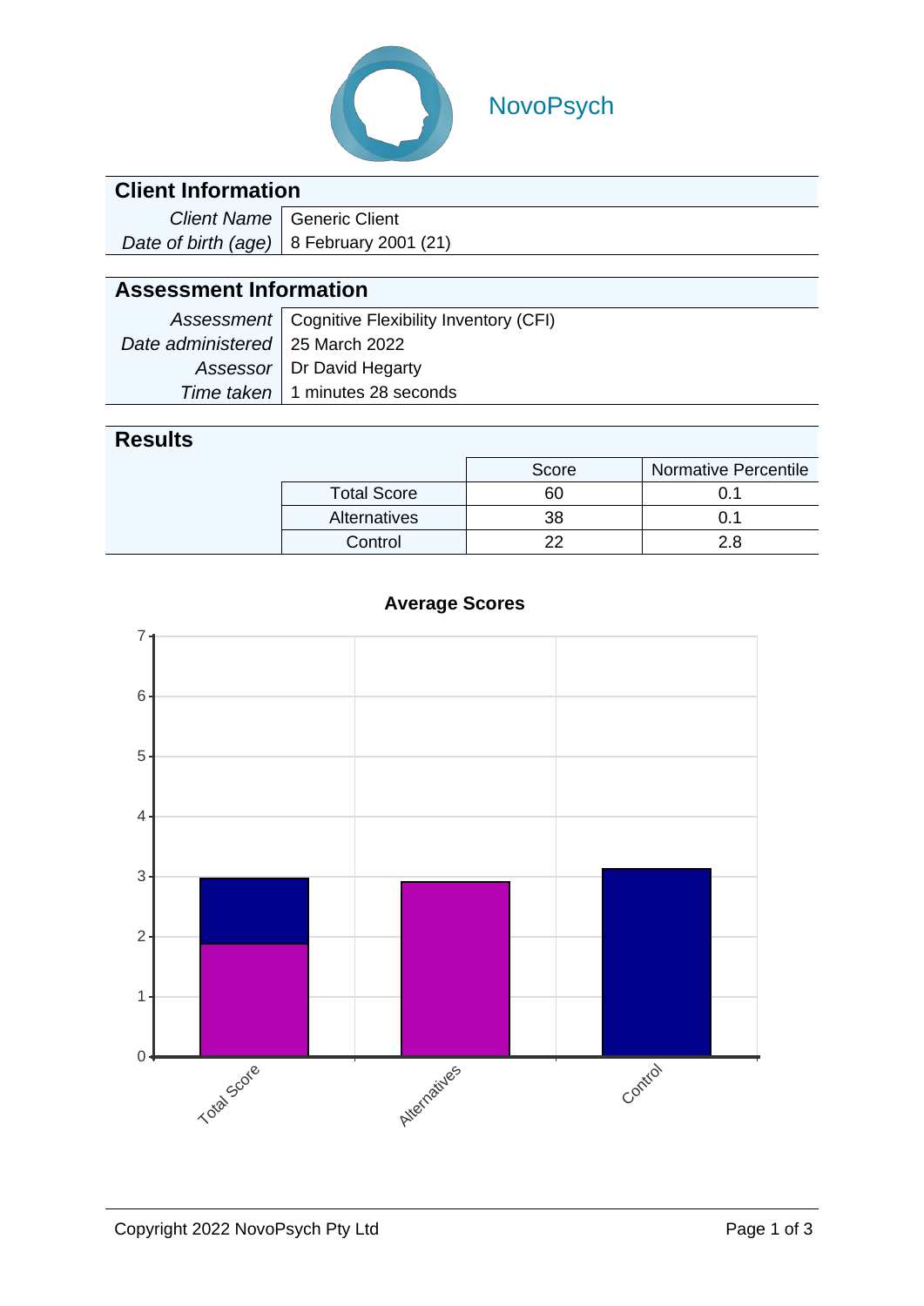NovoPsych

## Client Information

| | |
|---|---|
| *Client Name* | Generic Client |
| *Date of birth (age)* | 8 February 2001 (21) |

## Assessment Information

| | |
|---|---|
| *Assessment* | Cognitive Flexibility Inventory (CFI) |
| *Date administered* | 25 March 2022 |
| *Assessor* | Dr David Hegarty |
| *Time taken* | 1 minutes 28 seconds |

## Results

| | Score | Normative Percentile |
|---|---|---|
| Total Score | 60 | 0.1 |
| Alternatives | 38 | 0.1 |
| Control | 22 | 2.8 |

**Average Scores**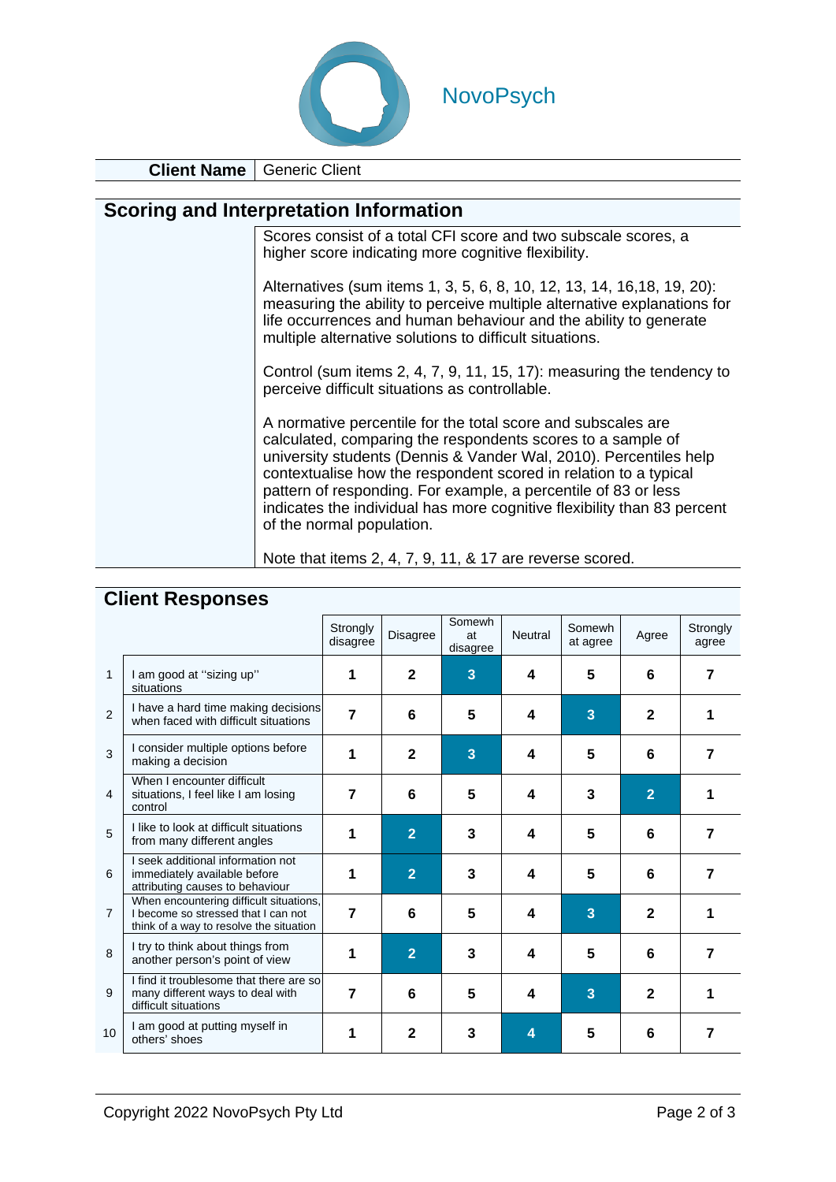NovoPsych

| **Client Name** | Generic Client |
|---|---|

## Scoring and Interpretation Information

Scores consist of a total CFI score and two subscale scores, a higher score indicating more cognitive flexibility.

Alternatives (sum items 1, 3, 5, 6, 8, 10, 12, 13, 14, 16,18, 19, 20): measuring the ability to perceive multiple alternative explanations for life occurrences and human behaviour and the ability to generate multiple alternative solutions to difficult situations.

Control (sum items 2, 4, 7, 9, 11, 15, 17): measuring the tendency to perceive difficult situations as controllable.

A normative percentile for the total score and subscales are calculated, comparing the respondents scores to a sample of university students (Dennis & Vander Wal, 2010). Percentiles help contextualise how the respondent scored in relation to a typical pattern of responding. For example, a percentile of 83 or less indicates the individual has more cognitive flexibility than 83 percent of the normal population.

Note that items 2, 4, 7, 9, 11, & 17 are reverse scored.

## Client Responses

| | | Strongly disagree | Disagree | Somewh at disagree | Neutral | Somewh at agree | Agree | Strongly agree |
|---|---|---|---|---|---|---|---|---|
| 1 | I am good at "sizing up" situations | 1 | 2 | **[3]** | 4 | 5 | 6 | 7 |
| 2 | I have a hard time making decisions when faced with difficult situations | 7 | 6 | 5 | 4 | **[3]** | 2 | 1 |
| 3 | I consider multiple options before making a decision | 1 | 2 | **[3]** | 4 | 5 | 6 | 7 |
| 4 | When I encounter difficult situations, I feel like I am losing control | 7 | 6 | 5 | 4 | 3 | **[2]** | 1 |
| 5 | I like to look at difficult situations from many different angles | 1 | **[2]** | 3 | 4 | 5 | 6 | 7 |
| 6 | I seek additional information not immediately available before attributing causes to behaviour | 1 | **[2]** | 3 | 4 | 5 | 6 | 7 |
| 7 | When encountering difficult situations, I become so stressed that I can not think of a way to resolve the situation | 7 | 6 | 5 | 4 | **[3]** | 2 | 1 |
| 8 | I try to think about things from another person's point of view | 1 | **[2]** | 3 | 4 | 5 | 6 | 7 |
| 9 | I find it troublesome that there are so many different ways to deal with difficult situations | 7 | 6 | 5 | 4 | **[3]** | 2 | 1 |
| 10 | I am good at putting myself in others' shoes | 1 | 2 | 3 | **[4]** | 5 | 6 | 7 |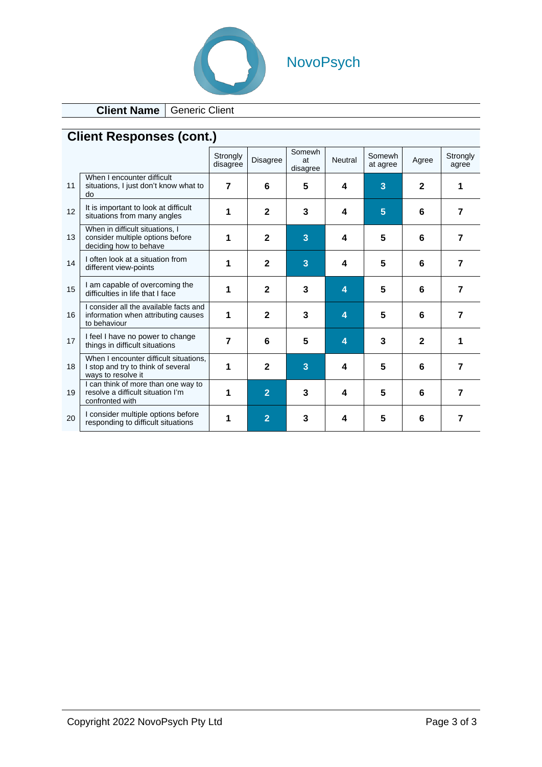NovoPsych

| Client Name | Generic Client |
|---|---|

## Client Responses (cont.)

| | | Strongly disagree | Disagree | Somewhat disagree | Neutral | Somewhat agree | Agree | Strongly agree |
|---|---|---|---|---|---|---|---|---|
| 11 | When I encounter difficult situations, I just don't know what to do | 7 | 6 | 5 | 4 | **3** | 2 | 1 |
| 12 | It is important to look at difficult situations from many angles | 1 | 2 | 3 | 4 | **5** | 6 | 7 |
| 13 | When in difficult situations, I consider multiple options before deciding how to behave | 1 | 2 | **3** | 4 | 5 | 6 | 7 |
| 14 | I often look at a situation from different view-points | 1 | 2 | **3** | 4 | 5 | 6 | 7 |
| 15 | I am capable of overcoming the difficulties in life that I face | 1 | 2 | 3 | **4** | 5 | 6 | 7 |
| 16 | I consider all the available facts and information when attributing causes to behaviour | 1 | 2 | 3 | **4** | 5 | 6 | 7 |
| 17 | I feel I have no power to change things in difficult situations | 7 | 6 | 5 | **4** | 3 | 2 | 1 |
| 18 | When I encounter difficult situations, I stop and try to think of several ways to resolve it | 1 | 2 | **3** | 4 | 5 | 6 | 7 |
| 19 | I can think of more than one way to resolve a difficult situation I'm confronted with | 1 | **2** | 3 | 4 | 5 | 6 | 7 |
| 20 | I consider multiple options before responding to difficult situations | 1 | **2** | 3 | 4 | 5 | 6 | 7 |

Copyright 2022 NovoPsych Pty Ltd